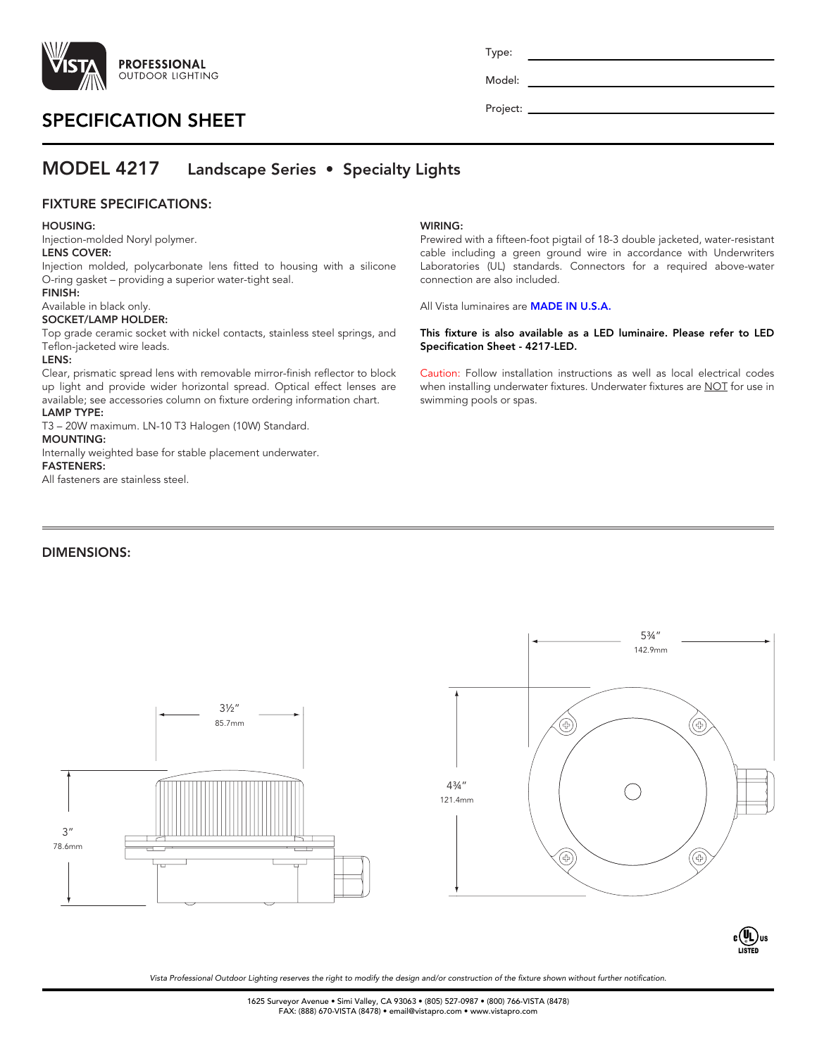VISTA PROFESSIONAL OUTDOOR LIGHTING

Type: ____________________

Model: ____________________

Project: ____________________

# SPECIFICATION SHEET

## MODEL 4217 Landscape Series • Specialty Lights

### FIXTURE SPECIFICATIONS:

**HOUSING:**
Injection-molded Noryl polymer.

**LENS COVER:**
Injection molded, polycarbonate lens fitted to housing with a silicone O-ring gasket – providing a superior water-tight seal.

**FINISH:**
Available in black only.

**SOCKET/LAMP HOLDER:**
Top grade ceramic socket with nickel contacts, stainless steel springs, and Teflon-jacketed wire leads.

**LENS:**
Clear, prismatic spread lens with removable mirror-finish reflector to block up light and provide wider horizontal spread. Optical effect lenses are available; see accessories column on fixture ordering information chart.

**LAMP TYPE:**
T3 – 20W maximum. LN-10 T3 Halogen (10W) Standard.

**MOUNTING:**
Internally weighted base for stable placement underwater.

**FASTENERS:**
All fasteners are stainless steel.

**WIRING:**
Prewired with a fifteen-foot pigtail of 18-3 double jacketed, water-resistant cable including a green ground wire in accordance with Underwriters Laboratories (UL) standards. Connectors for a required above-water connection are also included.

All Vista luminaires are **MADE IN U.S.A.**

**This fixture is also available as a LED luminaire. Please refer to LED Specification Sheet - 4217-LED.**

Caution: Follow installation instructions as well as local electrical codes when installing underwater fixtures. Underwater fixtures are NOT for use in swimming pools or spas.

### DIMENSIONS:

3½″ 85.7mm

3″ 78.6mm

5¾″ 142.9mm

4¾″ 121.4mm

c UL us LISTED

*Vista Professional Outdoor Lighting reserves the right to modify the design and/or construction of the fixture shown without further notification.*

1625 Surveyor Avenue • Simi Valley, CA 93063 • (805) 527-0987 • (800) 766-VISTA (8478)
FAX: (888) 670-VISTA (8478) • email@vistapro.com • www.vistapro.com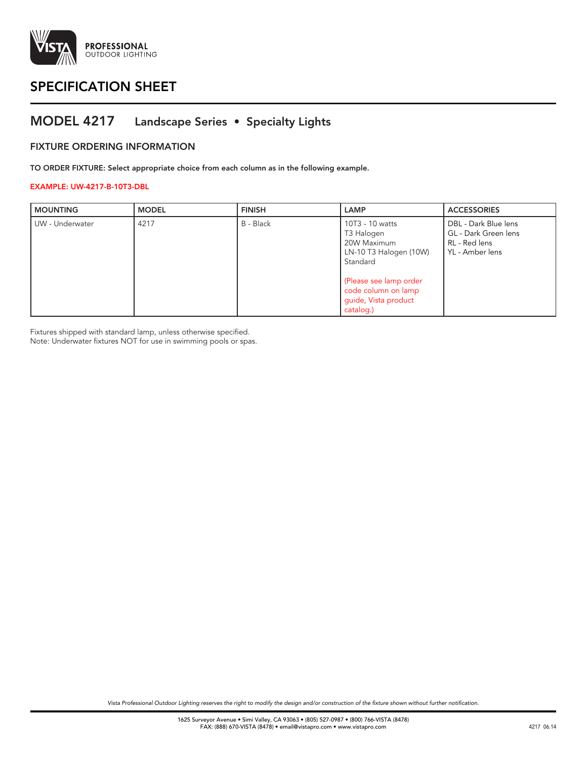## SPECIFICATION SHEET

## MODEL 4217 Landscape Series • Specialty Lights

### FIXTURE ORDERING INFORMATION

**TO ORDER FIXTURE: Select appropriate choice from each column as in the following example.**

**EXAMPLE: UW-4217-B-10T3-DBL**

| MOUNTING | MODEL | FINISH | LAMP | ACCESSORIES |
|---|---|---|---|---|
| UW - Underwater | 4217 | B - Black | 10T3 - 10 watts<br>T3 Halogen<br>20W Maximum<br>LN-10 T3 Halogen (10W)<br>Standard<br><br>(Please see lamp order code column on lamp guide, Vista product catalog.) | DBL - Dark Blue lens<br>GL - Dark Green lens<br>RL - Red lens<br>YL - Amber lens |

Fixtures shipped with standard lamp, unless otherwise specified.
Note: Underwater fixtures NOT for use in swimming pools or spas.

*Vista Professional Outdoor Lighting reserves the right to modify the design and/or construction of the fixture shown without further notification.*

1625 Surveyor Avenue • Simi Valley, CA 93063 • (805) 527-0987 • (800) 766-VISTA (8478)
FAX: (888) 670-VISTA (8478) • email@vistapro.com • www.vistapro.com

4217 06.14